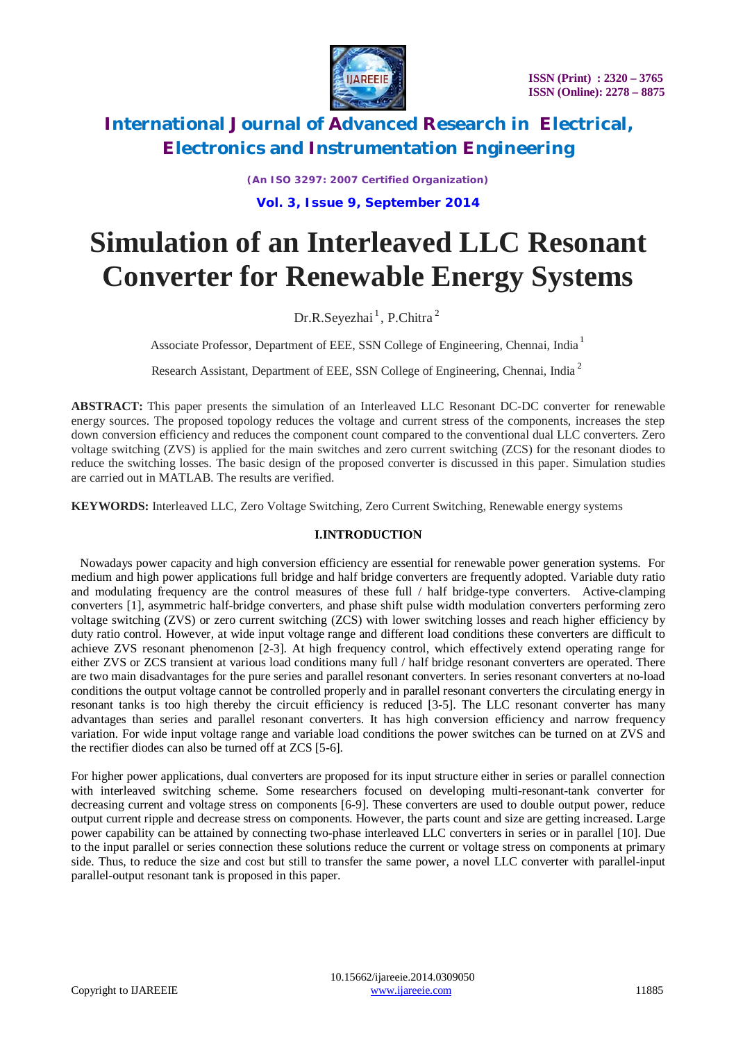# Simulation of an Interleaved LLC Resonant Converter for Renewable Energy Systems

Dr.R.Seyezhai[1], P.Chitra[2]

Associate Professor, Department of EEE, SSN College of Engineering, Chennai, India[1]

Research Assistant, Department of EEE, SSN College of Engineering, Chennai, India[2]

**ABSTRACT:** This paper presents the simulation of an Interleaved LLC Resonant DC-DC converter for renewable energy sources. The proposed topology reduces the voltage and current stress of the components, increases the step down conversion efficiency and reduces the component count compared to the conventional dual LLC converters. Zero voltage switching (ZVS) is applied for the main switches and zero current switching (ZCS) for the resonant diodes to reduce the switching losses. The basic design of the proposed converter is discussed in this paper. Simulation studies are carried out in MATLAB. The results are verified.

**KEYWORDS:** Interleaved LLC, Zero Voltage Switching, Zero Current Switching, Renewable energy systems

## I.INTRODUCTION

Nowadays power capacity and high conversion efficiency are essential for renewable power generation systems. For medium and high power applications full bridge and half bridge converters are frequently adopted. Variable duty ratio and modulating frequency are the control measures of these full / half bridge-type converters. Active-clamping converters [1], asymmetric half-bridge converters, and phase shift pulse width modulation converters performing zero voltage switching (ZVS) or zero current switching (ZCS) with lower switching losses and reach higher efficiency by duty ratio control. However, at wide input voltage range and different load conditions these converters are difficult to achieve ZVS resonant phenomenon [2-3]. At high frequency control, which effectively extend operating range for either ZVS or ZCS transient at various load conditions many full / half bridge resonant converters are operated. There are two main disadvantages for the pure series and parallel resonant converters. In series resonant converters at no-load conditions the output voltage cannot be controlled properly and in parallel resonant converters the circulating energy in resonant tanks is too high thereby the circuit efficiency is reduced [3-5]. The LLC resonant converter has many advantages than series and parallel resonant converters. It has high conversion efficiency and narrow frequency variation. For wide input voltage range and variable load conditions the power switches can be turned on at ZVS and the rectifier diodes can also be turned off at ZCS [5-6].

For higher power applications, dual converters are proposed for its input structure either in series or parallel connection with interleaved switching scheme. Some researchers focused on developing multi-resonant-tank converter for decreasing current and voltage stress on components [6-9]. These converters are used to double output power, reduce output current ripple and decrease stress on components. However, the parts count and size are getting increased. Large power capability can be attained by connecting two-phase interleaved LLC converters in series or in parallel [10]. Due to the input parallel or series connection these solutions reduce the current or voltage stress on components at primary side. Thus, to reduce the size and cost but still to transfer the same power, a novel LLC converter with parallel-input parallel-output resonant tank is proposed in this paper.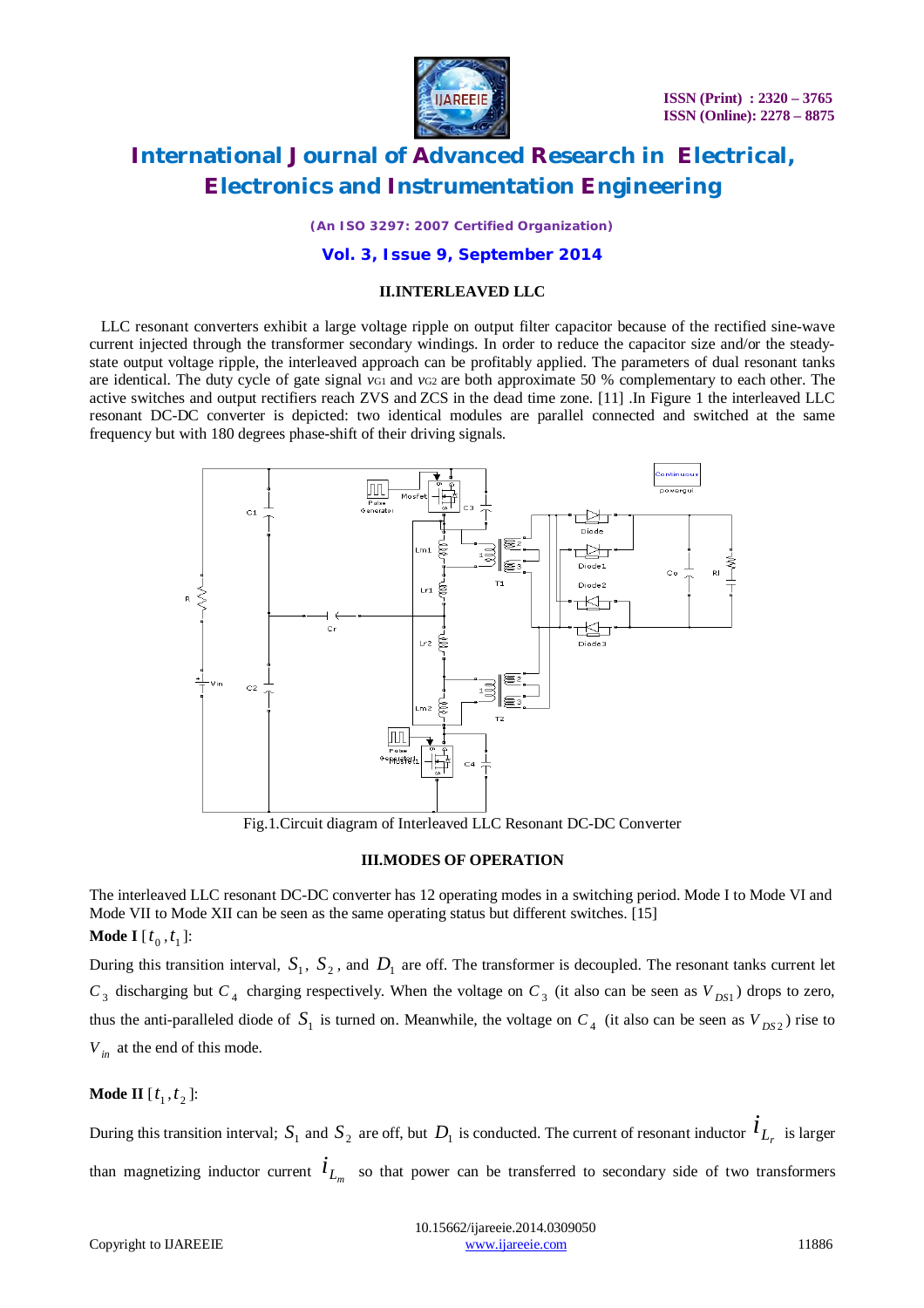## II.INTERLEAVED LLC

LLC resonant converters exhibit a large voltage ripple on output filter capacitor because of the rectified sine-wave current injected through the transformer secondary windings. In order to reduce the capacitor size and/or the steady-state output voltage ripple, the interleaved approach can be profitably applied. The parameters of dual resonant tanks are identical. The duty cycle of gate signal $v_{G1}$ and $v_{G2}$ are both approximate 50 % complementary to each other. The active switches and output rectifiers reach ZVS and ZCS in the dead time zone. [11] .In Figure 1 the interleaved LLC resonant DC-DC converter is depicted: two identical modules are parallel connected and switched at the same frequency but with 180 degrees phase-shift of their driving signals.

Fig.1.Circuit diagram of Interleaved LLC Resonant DC-DC Converter

## III.MODES OF OPERATION

The interleaved LLC resonant DC-DC converter has 12 operating modes in a switching period. Mode I to Mode VI and Mode VII to Mode XII can be seen as the same operating status but different switches. [15]

**Mode I** $[t_0, t_1]$:

During this transition interval, $S_1$, $S_2$, and $D_1$ are off. The transformer is decoupled. The resonant tanks current let $C_3$ discharging but $C_4$ charging respectively. When the voltage on $C_3$ (it also can be seen as $V_{DS1}$) drops to zero, thus the anti-paralleled diode of $S_1$ is turned on. Meanwhile, the voltage on $C_4$ (it also can be seen as $V_{DS2}$) rise to $V_{in}$ at the end of this mode.

**Mode II** $[t_1, t_2]$:

During this transition interval; $S_1$ and $S_2$ are off, but $D_1$ is conducted. The current of resonant inductor $i_{L_r}$ is larger than magnetizing inductor current $i_{L_m}$ so that power can be transferred to secondary side of two transformers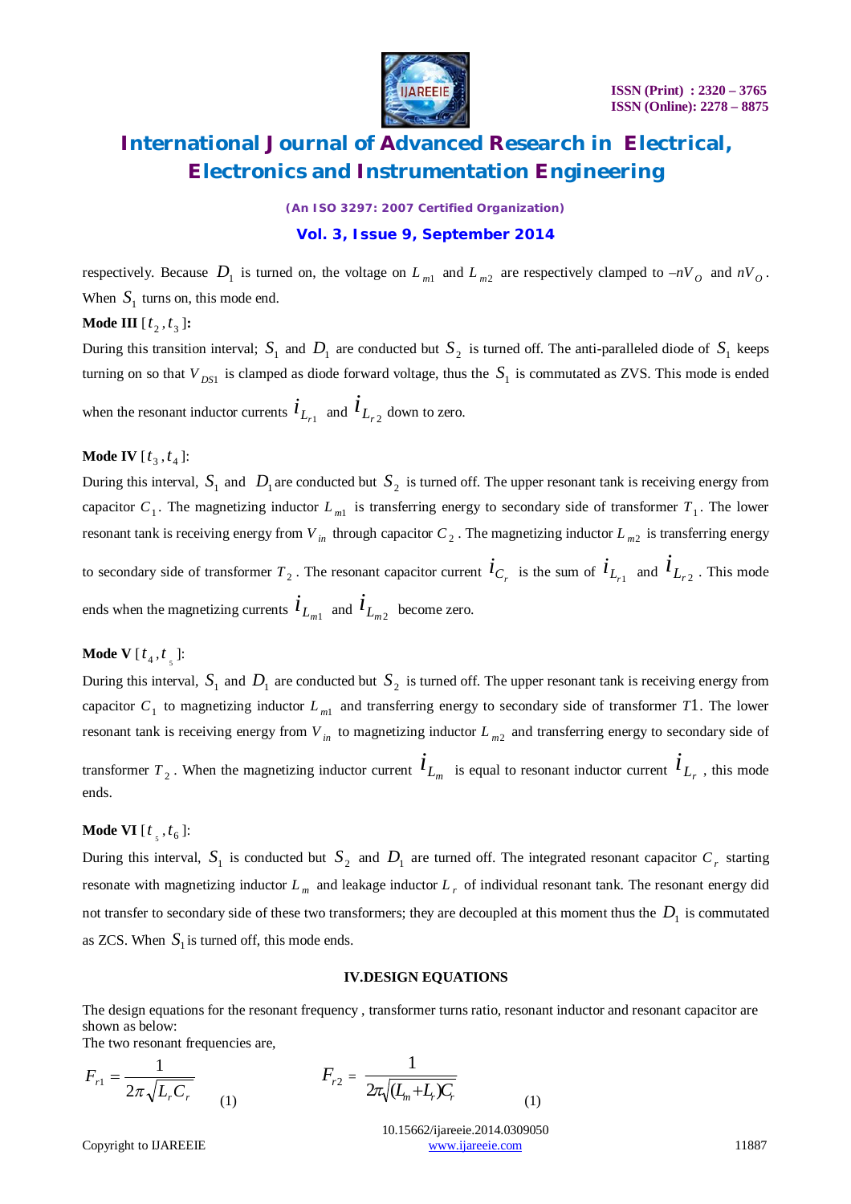respectively. Because $D_1$ is turned on, the voltage on $L_{m1}$ and $L_{m2}$ are respectively clamped to $-nV_O$ and $nV_O$. When $S_1$ turns on, this mode end.

**Mode III** $[t_2, t_3]$**:**

During this transition interval; $S_1$ and $D_1$ are conducted but $S_2$ is turned off. The anti-paralleled diode of $S_1$ keeps turning on so that $V_{DS1}$ is clamped as diode forward voltage, thus the $S_1$ is commutated as ZVS. This mode is ended when the resonant inductor currents $i_{L_{r1}}$ and $i_{L_{r2}}$ down to zero.

**Mode IV** $[t_3, t_4]$:

During this interval, $S_1$ and $D_1$ are conducted but $S_2$ is turned off. The upper resonant tank is receiving energy from capacitor $C_1$. The magnetizing inductor $L_{m1}$ is transferring energy to secondary side of transformer $T_1$. The lower resonant tank is receiving energy from $V_{in}$ through capacitor $C_2$. The magnetizing inductor $L_{m2}$ is transferring energy to secondary side of transformer $T_2$. The resonant capacitor current $i_{C_r}$ is the sum of $i_{L_{r1}}$ and $i_{L_{r2}}$. This mode ends when the magnetizing currents $i_{L_{m1}}$ and $i_{L_{m2}}$ become zero.

**Mode V** $[t_4, t_5]$:

During this interval, $S_1$ and $D_1$ are conducted but $S_2$ is turned off. The upper resonant tank is receiving energy from capacitor $C_1$ to magnetizing inductor $L_{m1}$ and transferring energy to secondary side of transformer $T1$. The lower resonant tank is receiving energy from $V_{in}$ to magnetizing inductor $L_{m2}$ and transferring energy to secondary side of transformer $T_2$. When the magnetizing inductor current $i_{L_m}$ is equal to resonant inductor current $i_{L_r}$, this mode ends.

**Mode VI** $[t_5, t_6]$:

During this interval, $S_1$ is conducted but $S_2$ and $D_1$ are turned off. The integrated resonant capacitor $C_r$ starting resonate with magnetizing inductor $L_m$ and leakage inductor $L_r$ of individual resonant tank. The resonant energy did not transfer to secondary side of these two transformers; they are decoupled at this moment thus the $D_1$ is commutated as ZCS. When $S_1$ is turned off, this mode ends.

## IV.DESIGN EQUATIONS

The design equations for the resonant frequency , transformer turns ratio, resonant inductor and resonant capacitor are shown as below:

The two resonant frequencies are,

$$F_{r1} = \frac{1}{2\pi\sqrt{L_r C_r}} \quad (1) \qquad\qquad F_{r2} = \frac{1}{2\pi\sqrt{(L_m + L_r)C_r}} \quad (1)$$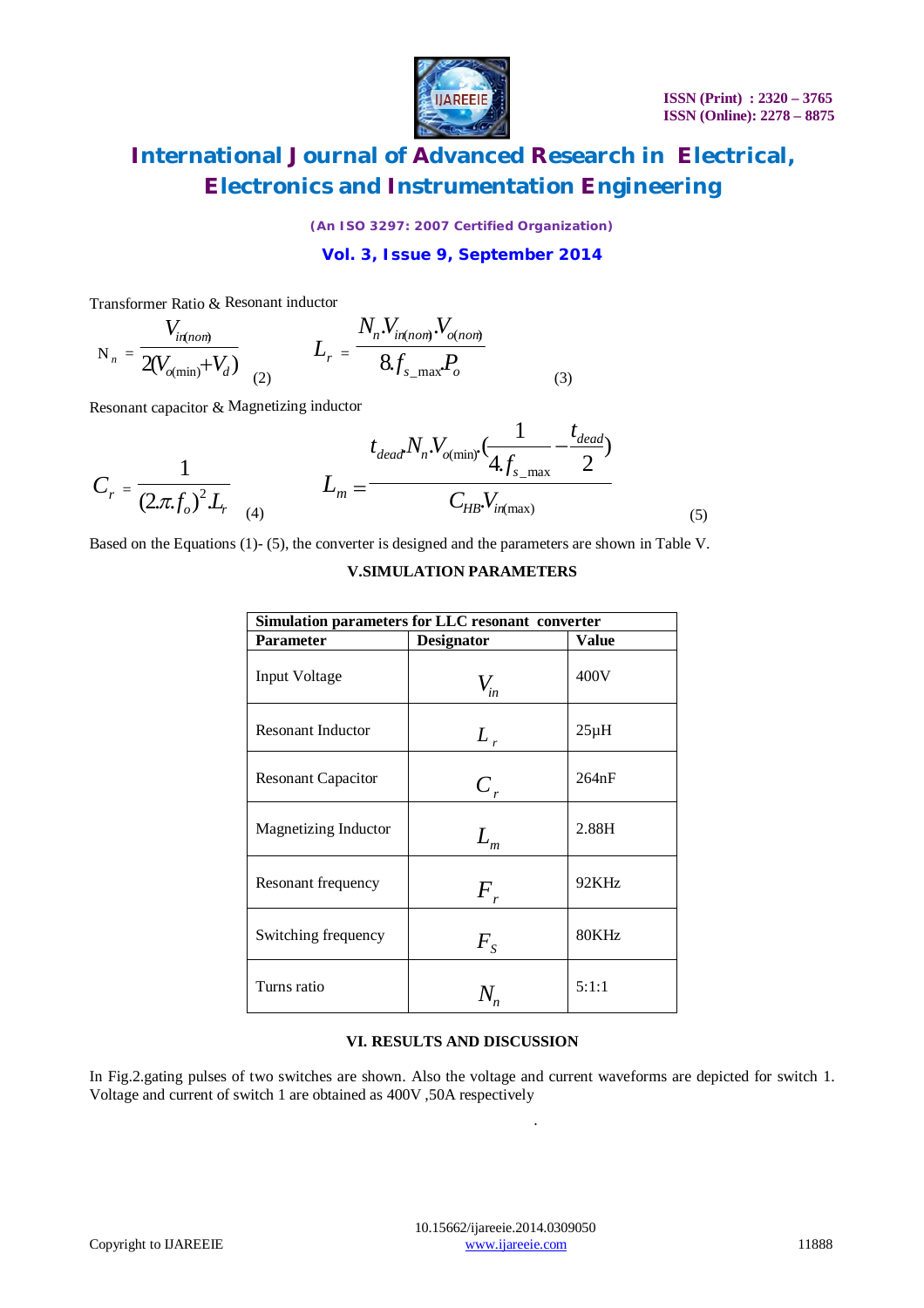Transformer Ratio & Resonant inductor

$$N_n = \frac{V_{in(nom)}}{2(V_{o(\min)} + V_d)} \quad (2) \qquad L_r = \frac{N_n . V_{in(nom)} . V_{o(nom)}}{8 . f_{s\_\max} . P_o} \quad (3)$$

Resonant capacitor & Magnetizing inductor

$$C_r = \frac{1}{(2.\pi . f_o)^2 . L_r} \quad (4) \qquad L_m = \frac{t_{dead} . N_n . V_{o(\min)} . \left(\frac{1}{4 . f_{s\_\max}} - \frac{t_{dead}}{2}\right)}{C_{HB} . V_{in(\max)}} \quad (5)$$

Based on the Equations (1)- (5), the converter is designed and the parameters are shown in Table V.

## V.SIMULATION PARAMETERS

| **Simulation parameters for LLC resonant converter** | | |
|---|---|---|
| **Parameter** | **Designator** | **Value** |
| Input Voltage | $V_{in}$ | 400V |
| Resonant Inductor | $L_r$ | 25µH |
| Resonant Capacitor | $C_r$ | 264nF |
| Magnetizing Inductor | $L_m$ | 2.88H |
| Resonant frequency | $F_r$ | 92KHz |
| Switching frequency | $F_S$ | 80KHz |
| Turns ratio | $N_n$ | 5:1:1 |

## VI. RESULTS AND DISCUSSION

In Fig.2.gating pulses of two switches are shown. Also the voltage and current waveforms are depicted for switch 1. Voltage and current of switch 1 are obtained as 400V ,50A respectively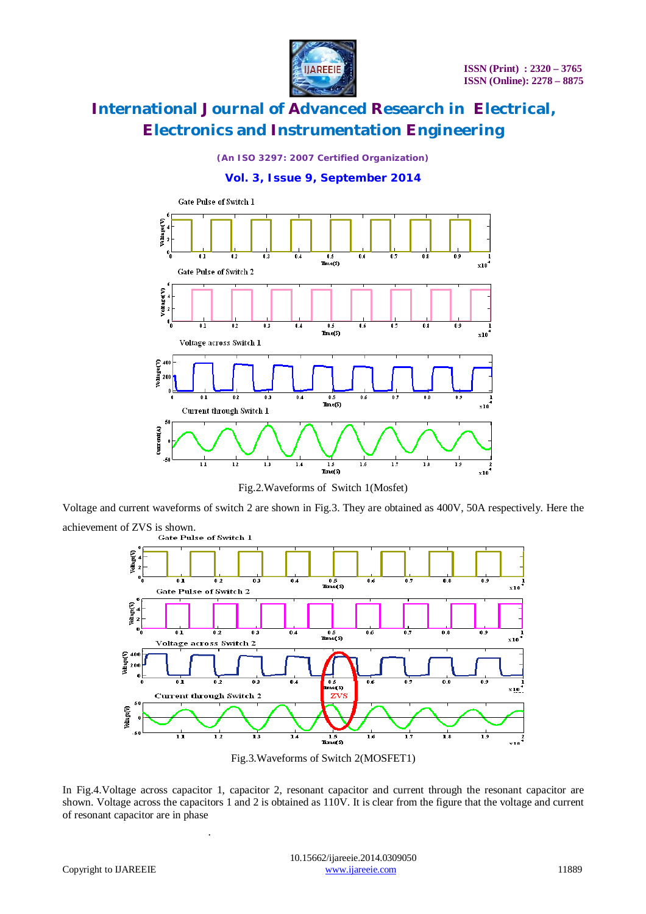Fig.2.Waveforms of Switch 1(Mosfet)

Voltage and current waveforms of switch 2 are shown in Fig.3. They are obtained as 400V, 50A respectively. Here the achievement of ZVS is shown.

Fig.3.Waveforms of Switch 2(MOSFET1)

In Fig.4.Voltage across capacitor 1, capacitor 2, resonant capacitor and current through the resonant capacitor are shown. Voltage across the capacitors 1 and 2 is obtained as 110V. It is clear from the figure that the voltage and current of resonant capacitor are in phase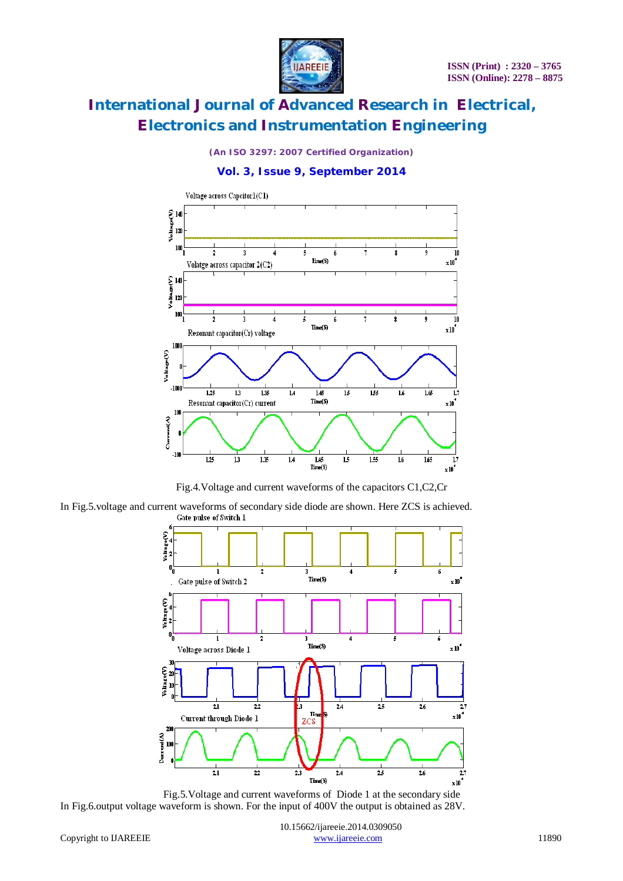Fig.4.Voltage and current waveforms of the capacitors C1,C2,Cr

In Fig.5.voltage and current waveforms of secondary side diode are shown. Here ZCS is achieved.

Fig.5.Voltage and current waveforms of Diode 1 at the secondary side

In Fig.6.output voltage waveform is shown. For the input of 400V the output is obtained as 28V.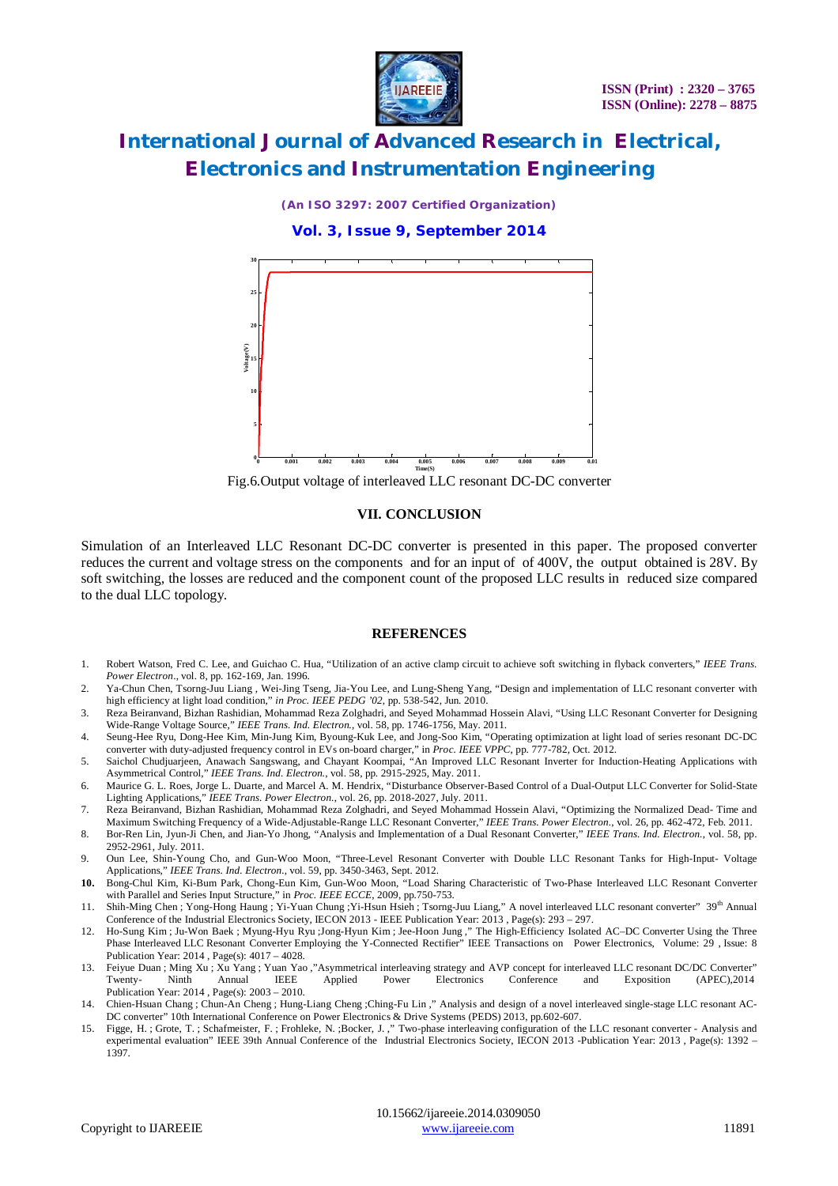30
25
20
15
10
5
0
Voltage(V)
0 0.001 0.002 0.003 0.004 0.005 0.006 0.007 0.008 0.009 0.01
Time(S)

Fig.6.Output voltage of interleaved LLC resonant DC-DC converter

## VII. CONCLUSION

Simulation of an Interleaved LLC Resonant DC-DC converter is presented in this paper. The proposed converter reduces the current and voltage stress on the components and for an input of of 400V, the output obtained is 28V. By soft switching, the losses are reduced and the component count of the proposed LLC results in reduced size compared to the dual LLC topology.

## REFERENCES

1. Robert Watson, Fred C. Lee, and Guichao C. Hua, "Utilization of an active clamp circuit to achieve soft switching in flyback converters," *IEEE Trans. Power Electron*., vol. 8, pp. 162-169, Jan. 1996.
2. Ya-Chun Chen, Tsorng-Juu Liang , Wei-Jing Tseng, Jia-You Lee, and Lung-Sheng Yang, "Design and implementation of LLC resonant converter with high efficiency at light load condition," *in Proc. IEEE PEDG '02*, pp. 538-542, Jun. 2010.
3. Reza Beiranvand, Bizhan Rashidian, Mohammad Reza Zolghadri, and Seyed Mohammad Hossein Alavi, "Using LLC Resonant Converter for Designing Wide-Range Voltage Source," *IEEE Trans. Ind. Electron.*, vol. 58, pp. 1746-1756, May. 2011.
4. Seung-Hee Ryu, Dong-Hee Kim, Min-Jung Kim, Byoung-Kuk Lee, and Jong-Soo Kim, "Operating optimization at light load of series resonant DC-DC converter with duty-adjusted frequency control in EVs on-board charger," in *Proc. IEEE VPPC*, pp. 777-782, Oct. 2012.
5. Saichol Chudjuarjeen, Anawach Sangswang, and Chayant Koompai, "An Improved LLC Resonant Inverter for Induction-Heating Applications with Asymmetrical Control," *IEEE Trans. Ind. Electron.*, vol. 58, pp. 2915-2925, May. 2011.
6. Maurice G. L. Roes, Jorge L. Duarte, and Marcel A. M. Hendrix, "Disturbance Observer-Based Control of a Dual-Output LLC Converter for Solid-State Lighting Applications," *IEEE Trans. Power Electron.*, vol. 26, pp. 2018-2027, July. 2011.
7. Reza Beiranvand, Bizhan Rashidian, Mohammad Reza Zolghadri, and Seyed Mohammad Hossein Alavi, "Optimizing the Normalized Dead- Time and Maximum Switching Frequency of a Wide-Adjustable-Range LLC Resonant Converter," *IEEE Trans. Power Electron.*, vol. 26, pp. 462-472, Feb. 2011.
8. Bor-Ren Lin, Jyun-Ji Chen, and Jian-Yo Jhong, "Analysis and Implementation of a Dual Resonant Converter," *IEEE Trans. Ind. Electron.*, vol. 58, pp. 2952-2961, July. 2011.
9. Oun Lee, Shin-Young Cho, and Gun-Woo Moon, "Three-Level Resonant Converter with Double LLC Resonant Tanks for High-Input- Voltage Applications," *IEEE Trans. Ind. Electron.*, vol. 59, pp. 3450-3463, Sept. 2012.
10. Bong-Chul Kim, Ki-Bum Park, Chong-Eun Kim, Gun-Woo Moon, "Load Sharing Characteristic of Two-Phase Interleaved LLC Resonant Converter with Parallel and Series Input Structure," in *Proc. IEEE ECCE*, 2009, pp.750-753.
11. Shih-Ming Chen ; Yong-Hong Haung ; Yi-Yuan Chung ;Yi-Hsun Hsieh ; Tsorng-Juu Liang," A novel interleaved LLC resonant converter" 39th Annual Conference of the Industrial Electronics Society, IECON 2013 - IEEE Publication Year: 2013 , Page(s): 293 – 297.
12. Ho-Sung Kim ; Ju-Won Baek ; Myung-Hyu Ryu ;Jong-Hyun Kim ; Jee-Hoon Jung ," The High-Efficiency Isolated AC–DC Converter Using the Three Phase Interleaved LLC Resonant Converter Employing the Y-Connected Rectifier" IEEE Transactions on Power Electronics, Volume: 29 , Issue: 8 Publication Year: 2014 , Page(s): 4017 – 4028.
13. Feiyue Duan ; Ming Xu ; Xu Yang ; Yuan Yao ,"Asymmetrical interleaving strategy and AVP concept for interleaved LLC resonant DC/DC Converter" Twenty- Ninth Annual IEEE Applied Power Electronics Conference and Exposition (APEC),2014 Publication Year: 2014 , Page(s): 2003 – 2010.
14. Chien-Hsuan Chang ; Chun-An Cheng ; Hung-Liang Cheng ;Ching-Fu Lin ," Analysis and design of a novel interleaved single-stage LLC resonant AC-DC converter" 10th International Conference on Power Electronics & Drive Systems (PEDS) 2013, pp.602-607.
15. Figge, H. ; Grote, T. ; Schafmeister, F. ; Frohleke, N. ;Bocker, J. ," Two-phase interleaving configuration of the LLC resonant converter - Analysis and experimental evaluation" IEEE 39th Annual Conference of the Industrial Electronics Society, IECON 2013 -Publication Year: 2013 , Page(s): 1392 – 1397.